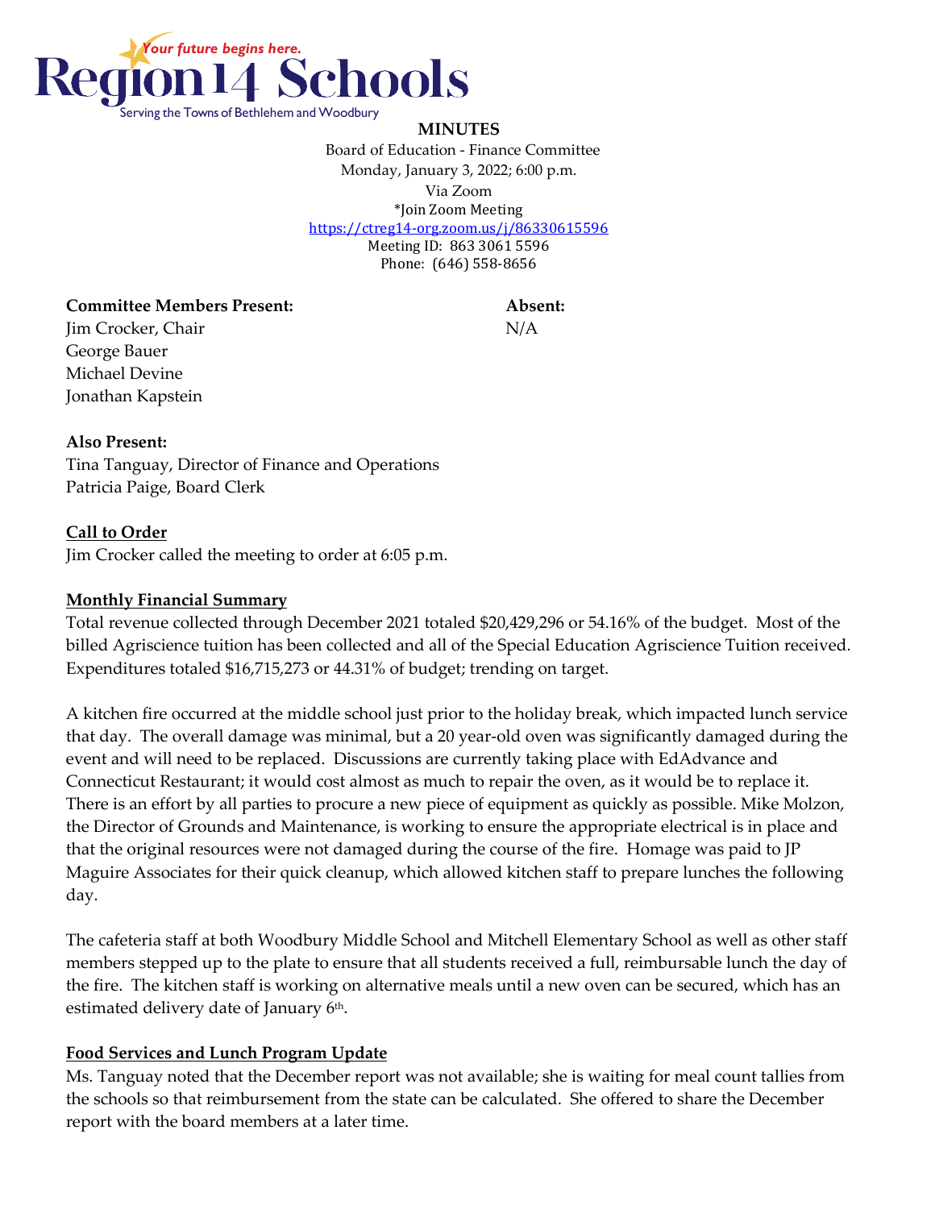Region 14 Schools
*Your future begins here.*
Serving the Towns of Bethlehem and Woodbury

**MINUTES**

Board of Education - Finance Committee
Monday, January 3, 2022; 6:00 p.m.
Via Zoom
*Join Zoom Meeting
https://ctreg14-org.zoom.us/j/86330615596
Meeting ID: 863 3061 5596
Phone: (646) 558-8656

| **Committee Members Present:** | **Absent:** |
| --- | --- |
| Jim Crocker, Chair | N/A |
| George Bauer | |
| Michael Devine | |
| Jonathan Kapstein | |

**Also Present:**
Tina Tanguay, Director of Finance and Operations
Patricia Paige, Board Clerk

**Call to Order**

Jim Crocker called the meeting to order at 6:05 p.m.

**Monthly Financial Summary**

Total revenue collected through December 2021 totaled $20,429,296 or 54.16% of the budget. Most of the billed Agriscience tuition has been collected and all of the Special Education Agriscience Tuition received. Expenditures totaled $16,715,273 or 44.31% of budget; trending on target.

A kitchen fire occurred at the middle school just prior to the holiday break, which impacted lunch service that day. The overall damage was minimal, but a 20 year-old oven was significantly damaged during the event and will need to be replaced. Discussions are currently taking place with EdAdvance and Connecticut Restaurant; it would cost almost as much to repair the oven, as it would be to replace it. There is an effort by all parties to procure a new piece of equipment as quickly as possible. Mike Molzon, the Director of Grounds and Maintenance, is working to ensure the appropriate electrical is in place and that the original resources were not damaged during the course of the fire. Homage was paid to JP Maguire Associates for their quick cleanup, which allowed kitchen staff to prepare lunches the following day.

The cafeteria staff at both Woodbury Middle School and Mitchell Elementary School as well as other staff members stepped up to the plate to ensure that all students received a full, reimbursable lunch the day of the fire. The kitchen staff is working on alternative meals until a new oven can be secured, which has an estimated delivery date of January 6th.

**Food Services and Lunch Program Update**

Ms. Tanguay noted that the December report was not available; she is waiting for meal count tallies from the schools so that reimbursement from the state can be calculated. She offered to share the December report with the board members at a later time.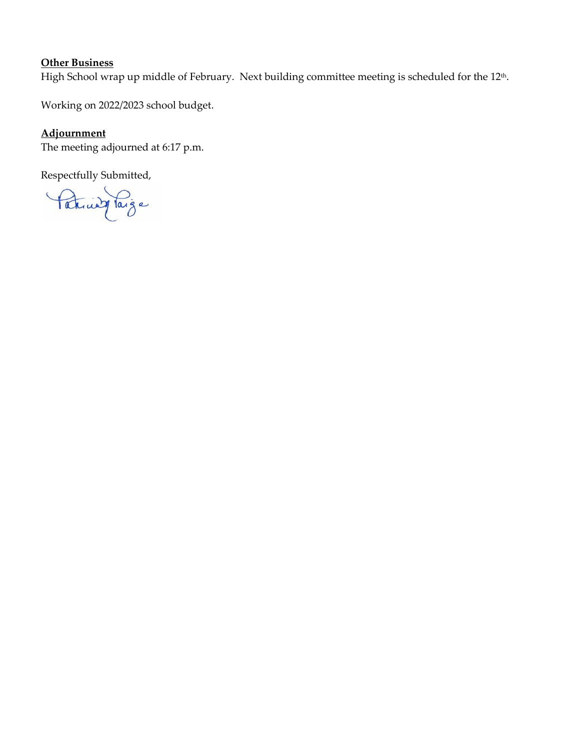**Other Business**

High School wrap up middle of February. Next building committee meeting is scheduled for the 12th.

Working on 2022/2023 school budget.

**Adjournment**

The meeting adjourned at 6:17 p.m.

Respectfully Submitted,